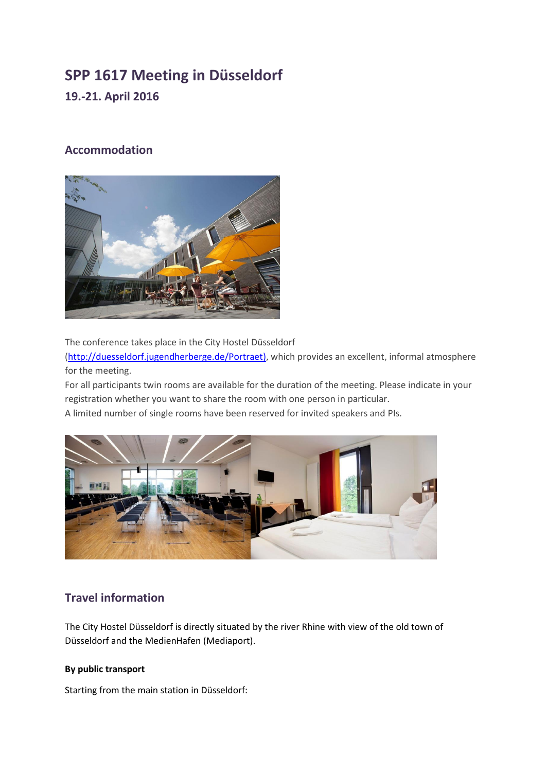# SPP 1617 Meeting in Düsseldorf

## 19.-21. April 2016

## Accommodation

The conference takes place in the City Hostel Düsseldorf (http://duesseldorf.jugendherberge.de/Portraet), which provides an excellent, informal atmosphere for the meeting.

For all participants twin rooms are available for the duration of the meeting. Please indicate in your registration whether you want to share the room with one person in particular.

A limited number of single rooms have been reserved for invited speakers and PIs.

## Travel information

The City Hostel Düsseldorf is directly situated by the river Rhine with view of the old town of Düsseldorf and the MedienHafen (Mediaport).

#### By public transport

Starting from the main station in Düsseldorf: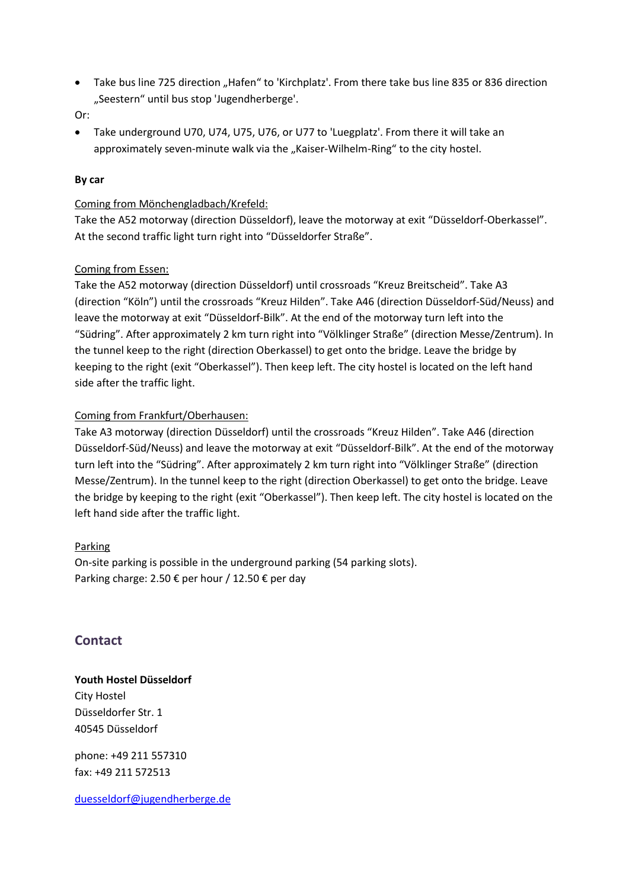- Take bus line 725 direction „Hafen“ to 'Kirchplatz'. From there take bus line 835 or 836 direction „Seestern“ until bus stop 'Jugendherberge'.

Or:

- Take underground U70, U74, U75, U76, or U77 to 'Luegplatz'. From there it will take an approximately seven-minute walk via the „Kaiser-Wilhelm-Ring“ to the city hostel.

**By car**

Coming from Mönchengladbach/Krefeld:
Take the A52 motorway (direction Düsseldorf), leave the motorway at exit “Düsseldorf-Oberkassel”. At the second traffic light turn right into “Düsseldorfer Straße”.

Coming from Essen:
Take the A52 motorway (direction Düsseldorf) until crossroads “Kreuz Breitscheid”. Take A3 (direction “Köln”) until the crossroads “Kreuz Hilden”. Take A46 (direction Düsseldorf-Süd/Neuss) and leave the motorway at exit “Düsseldorf-Bilk”. At the end of the motorway turn left into the “Südring”. After approximately 2 km turn right into “Völklinger Straße” (direction Messe/Zentrum). In the tunnel keep to the right (direction Oberkassel) to get onto the bridge. Leave the bridge by keeping to the right (exit “Oberkassel”). Then keep left. The city hostel is located on the left hand side after the traffic light.

Coming from Frankfurt/Oberhausen:
Take A3 motorway (direction Düsseldorf) until the crossroads “Kreuz Hilden”. Take A46 (direction Düsseldorf-Süd/Neuss) and leave the motorway at exit “Düsseldorf-Bilk”. At the end of the motorway turn left into the “Südring”. After approximately 2 km turn right into “Völklinger Straße” (direction Messe/Zentrum). In the tunnel keep to the right (direction Oberkassel) to get onto the bridge. Leave the bridge by keeping to the right (exit “Oberkassel”). Then keep left. The city hostel is located on the left hand side after the traffic light.

Parking
On-site parking is possible in the underground parking (54 parking slots).
Parking charge: 2.50 € per hour / 12.50 € per day

## Contact

**Youth Hostel Düsseldorf**
City Hostel
Düsseldorfer Str. 1
40545 Düsseldorf

phone: +49 211 557310
fax: +49 211 572513

duesseldorf@jugendherberge.de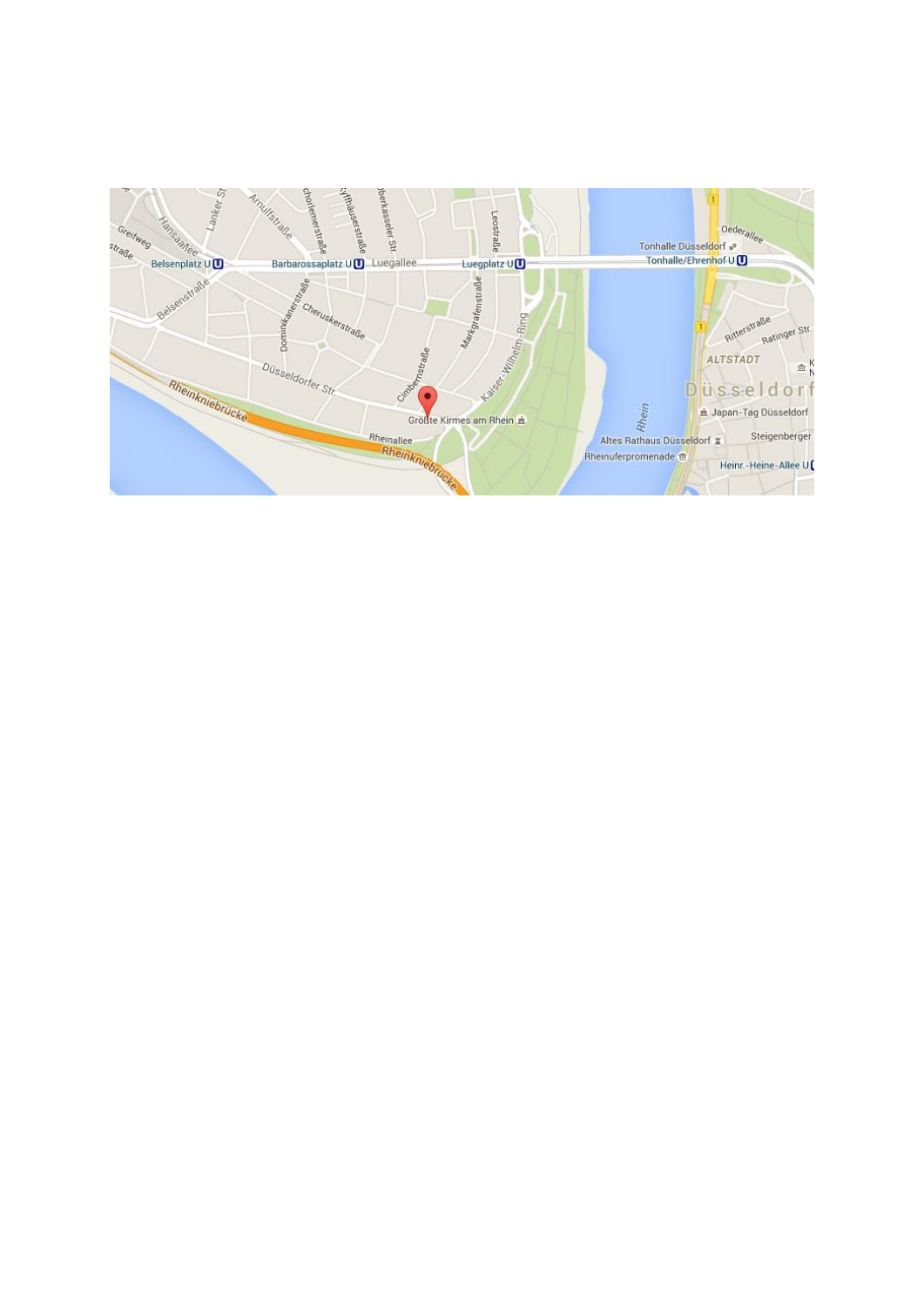Lanker St

Arnulfstraße

chorlemerstraße

yffhäuserstraße

berkasseler Str.

Leostraße

Greifweg

Hansaallee

straße

Belsenplatz U

Barbarossaplatz U

Luegallee

Luegplatz U

Tonhalle Düsseldorf

Oederallee

Tonhalle/Ehrenhof U

Belsenstraße

Dominikanerstraße

Cheruskerstraße

Markgrafenstraße

Kaiser-Wilhelm-Ring

Ritterstraße

Ratinger Str.

ALTSTADT

Düsseldorfer Str.

Cimbernstraße

Düsseldorf

Rheinkniebrücke

Größte Kirmes am Rhein

Rhein

Japan-Tag Düsseldorf

Rheinallee

Altes Rathaus Düsseldorf

Steigenberger

Rheinkniebrücke

Rheinuferpromenade

Heinr.-Heine-Allee U